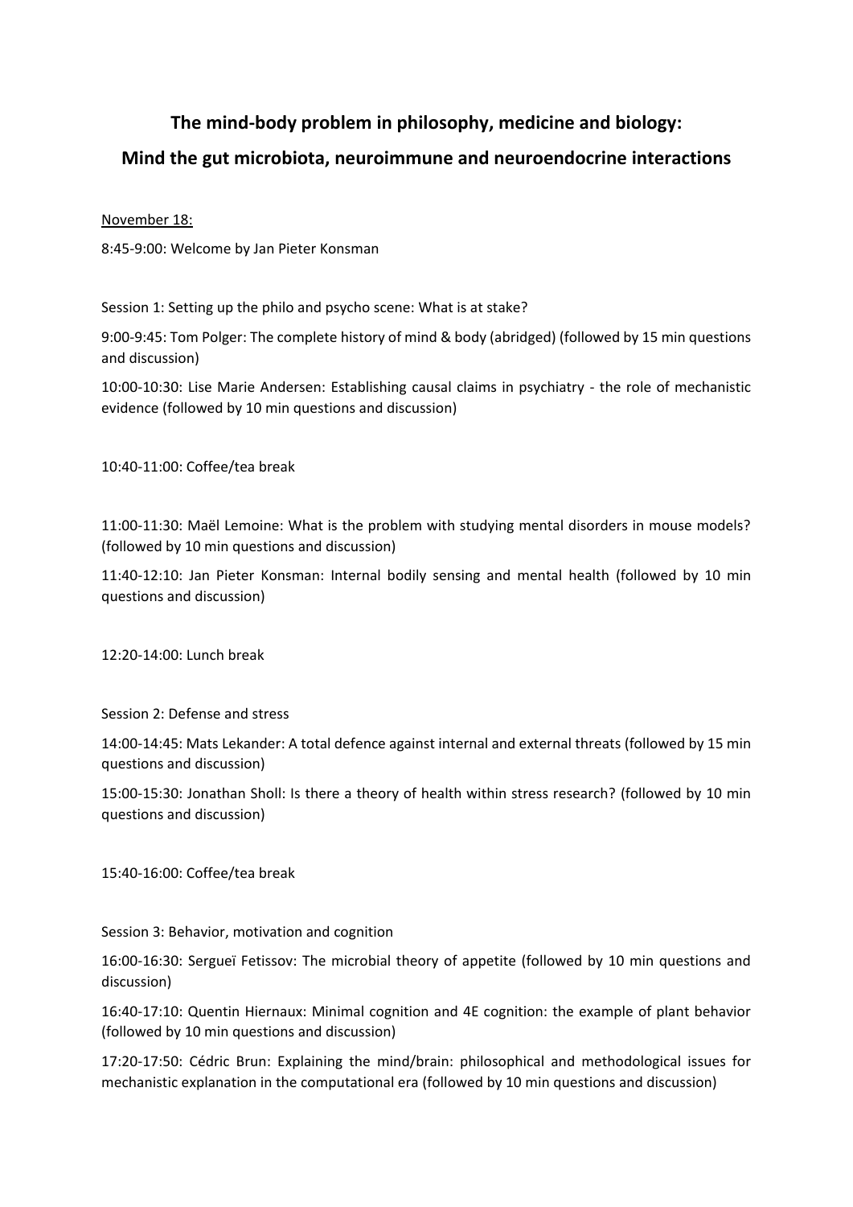# The mind-body problem in philosophy, medicine and biology:
# Mind the gut microbiota, neuroimmune and neuroendocrine interactions

November 18:

8:45-9:00: Welcome by Jan Pieter Konsman

Session 1: Setting up the philo and psycho scene: What is at stake?

9:00-9:45: Tom Polger: The complete history of mind & body (abridged) (followed by 15 min questions and discussion)

10:00-10:30: Lise Marie Andersen: Establishing causal claims in psychiatry - the role of mechanistic evidence (followed by 10 min questions and discussion)

10:40-11:00: Coffee/tea break

11:00-11:30: Maël Lemoine: What is the problem with studying mental disorders in mouse models? (followed by 10 min questions and discussion)

11:40-12:10: Jan Pieter Konsman: Internal bodily sensing and mental health (followed by 10 min questions and discussion)

12:20-14:00: Lunch break

Session 2: Defense and stress

14:00-14:45: Mats Lekander: A total defence against internal and external threats (followed by 15 min questions and discussion)

15:00-15:30: Jonathan Sholl: Is there a theory of health within stress research? (followed by 10 min questions and discussion)

15:40-16:00: Coffee/tea break

Session 3: Behavior, motivation and cognition

16:00-16:30: Sergueï Fetissov: The microbial theory of appetite (followed by 10 min questions and discussion)

16:40-17:10: Quentin Hiernaux: Minimal cognition and 4E cognition: the example of plant behavior (followed by 10 min questions and discussion)

17:20-17:50: Cédric Brun: Explaining the mind/brain: philosophical and methodological issues for mechanistic explanation in the computational era (followed by 10 min questions and discussion)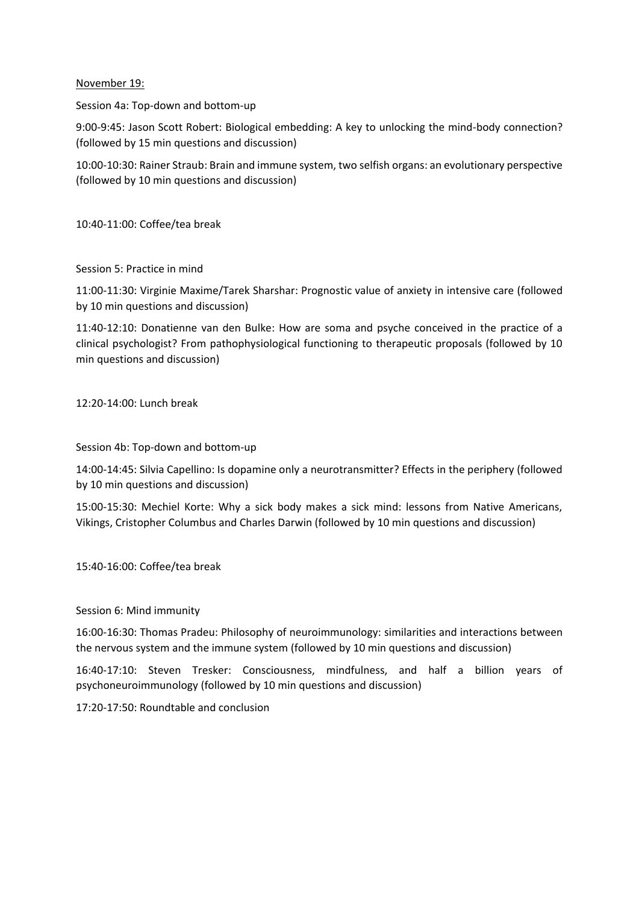<u>November 19:</u>

Session 4a: Top-down and bottom-up

9:00-9:45: Jason Scott Robert: Biological embedding: A key to unlocking the mind-body connection? (followed by 15 min questions and discussion)

10:00-10:30: Rainer Straub: Brain and immune system, two selfish organs: an evolutionary perspective (followed by 10 min questions and discussion)

10:40-11:00: Coffee/tea break

Session 5: Practice in mind

11:00-11:30: Virginie Maxime/Tarek Sharshar: Prognostic value of anxiety in intensive care (followed by 10 min questions and discussion)

11:40-12:10: Donatienne van den Bulke: How are soma and psyche conceived in the practice of a clinical psychologist? From pathophysiological functioning to therapeutic proposals (followed by 10 min questions and discussion)

12:20-14:00: Lunch break

Session 4b: Top-down and bottom-up

14:00-14:45: Silvia Capellino: Is dopamine only a neurotransmitter? Effects in the periphery (followed by 10 min questions and discussion)

15:00-15:30: Mechiel Korte: Why a sick body makes a sick mind: lessons from Native Americans, Vikings, Cristopher Columbus and Charles Darwin (followed by 10 min questions and discussion)

15:40-16:00: Coffee/tea break

Session 6: Mind immunity

16:00-16:30: Thomas Pradeu: Philosophy of neuroimmunology: similarities and interactions between the nervous system and the immune system (followed by 10 min questions and discussion)

16:40-17:10: Steven Tresker: Consciousness, mindfulness, and half a billion years of psychoneuroimmunology (followed by 10 min questions and discussion)

17:20-17:50: Roundtable and conclusion